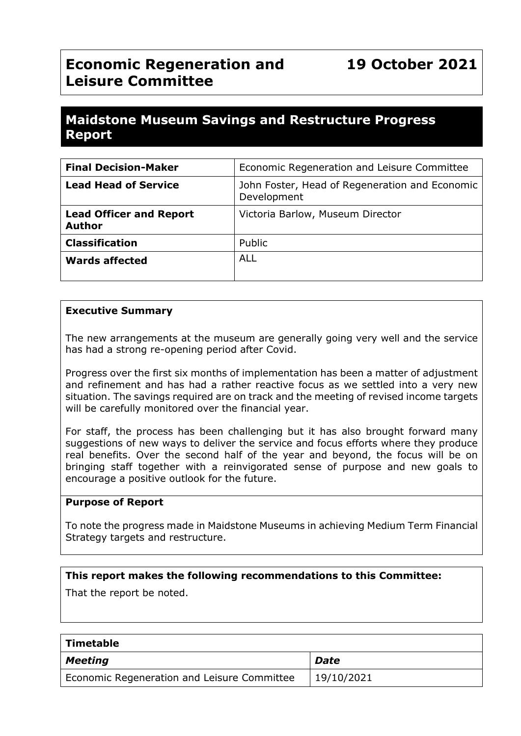# Economic Regeneration and Leisure Committee

**19 October 2021**

## Maidstone Museum Savings and Restructure Progress Report

| | |
|---|---|
| **Final Decision-Maker** | Economic Regeneration and Leisure Committee |
| **Lead Head of Service** | John Foster, Head of Regeneration and Economic Development |
| **Lead Officer and Report Author** | Victoria Barlow, Museum Director |
| **Classification** | Public |
| **Wards affected** | ALL |

### Executive Summary

The new arrangements at the museum are generally going very well and the service has had a strong re-opening period after Covid.

Progress over the first six months of implementation has been a matter of adjustment and refinement and has had a rather reactive focus as we settled into a very new situation. The savings required are on track and the meeting of revised income targets will be carefully monitored over the financial year.

For staff, the process has been challenging but it has also brought forward many suggestions of new ways to deliver the service and focus efforts where they produce real benefits. Over the second half of the year and beyond, the focus will be on bringing staff together with a reinvigorated sense of purpose and new goals to encourage a positive outlook for the future.

### Purpose of Report

To note the progress made in Maidstone Museums in achieving Medium Term Financial Strategy targets and restructure.

### This report makes the following recommendations to this Committee:

That the report be noted.

| Timetable | |
|---|---|
| ***Meeting*** | ***Date*** |
| Economic Regeneration and Leisure Committee | 19/10/2021 |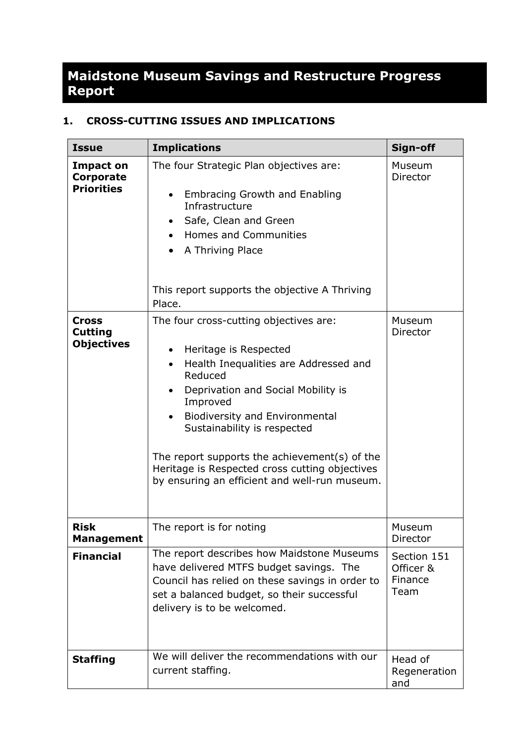# Maidstone Museum Savings and Restructure Progress Report

## 1. CROSS-CUTTING ISSUES AND IMPLICATIONS

| Issue | Implications | Sign-off |
|---|---|---|
| **Impact on Corporate Priorities** | The four Strategic Plan objectives are:<br><br>• Embracing Growth and Enabling Infrastructure<br>• Safe, Clean and Green<br>• Homes and Communities<br>• A Thriving Place<br><br>This report supports the objective A Thriving Place. | Museum Director |
| **Cross Cutting Objectives** | The four cross-cutting objectives are:<br><br>• Heritage is Respected<br>• Health Inequalities are Addressed and Reduced<br>• Deprivation and Social Mobility is Improved<br>• Biodiversity and Environmental Sustainability is respected<br><br>The report supports the achievement(s) of the Heritage is Respected cross cutting objectives by ensuring an efficient and well-run museum. | Museum Director |
| **Risk Management** | The report is for noting | Museum Director |
| **Financial** | The report describes how Maidstone Museums have delivered MTFS budget savings. The Council has relied on these savings in order to set a balanced budget, so their successful delivery is to be welcomed. | Section 151 Officer & Finance Team |
| **Staffing** | We will deliver the recommendations with our current staffing. | Head of Regeneration and |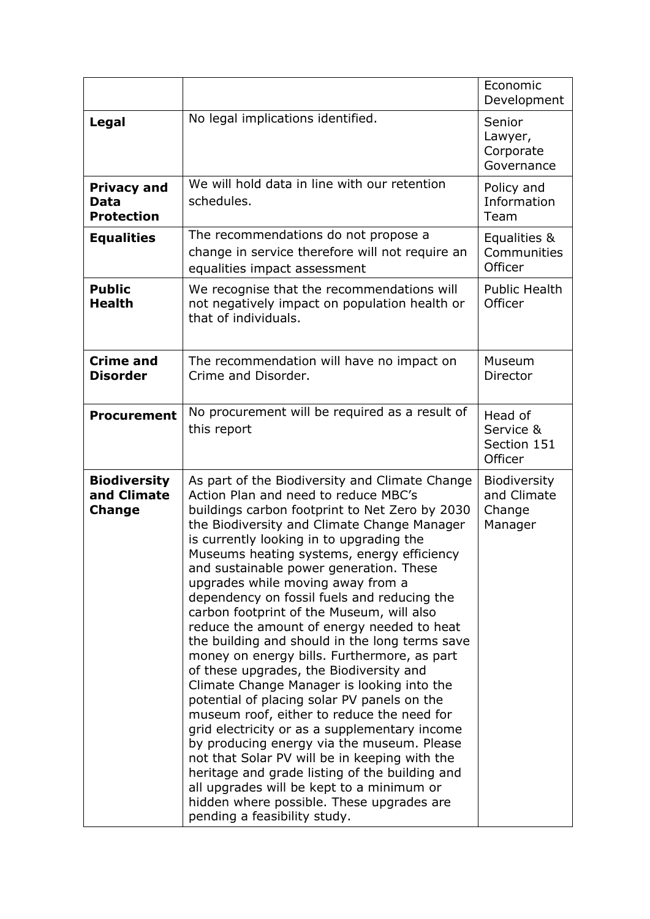| | | |
|---|---|---|
| | | Economic Development |
| **Legal** | No legal implications identified. | Senior Lawyer, Corporate Governance |
| **Privacy and Data Protection** | We will hold data in line with our retention schedules. | Policy and Information Team |
| **Equalities** | The recommendations do not propose a change in service therefore will not require an equalities impact assessment | Equalities & Communities Officer |
| **Public Health** | We recognise that the recommendations will not negatively impact on population health or that of individuals. | Public Health Officer |
| **Crime and Disorder** | The recommendation will have no impact on Crime and Disorder. | Museum Director |
| **Procurement** | No procurement will be required as a result of this report | Head of Service & Section 151 Officer |
| **Biodiversity and Climate Change** | As part of the Biodiversity and Climate Change Action Plan and need to reduce MBC's buildings carbon footprint to Net Zero by 2030 the Biodiversity and Climate Change Manager is currently looking in to upgrading the Museums heating systems, energy efficiency and sustainable power generation. These upgrades while moving away from a dependency on fossil fuels and reducing the carbon footprint of the Museum, will also reduce the amount of energy needed to heat the building and should in the long terms save money on energy bills. Furthermore, as part of these upgrades, the Biodiversity and Climate Change Manager is looking into the potential of placing solar PV panels on the museum roof, either to reduce the need for grid electricity or as a supplementary income by producing energy via the museum. Please not that Solar PV will be in keeping with the heritage and grade listing of the building and all upgrades will be kept to a minimum or hidden where possible. These upgrades are pending a feasibility study. | Biodiversity and Climate Change Manager |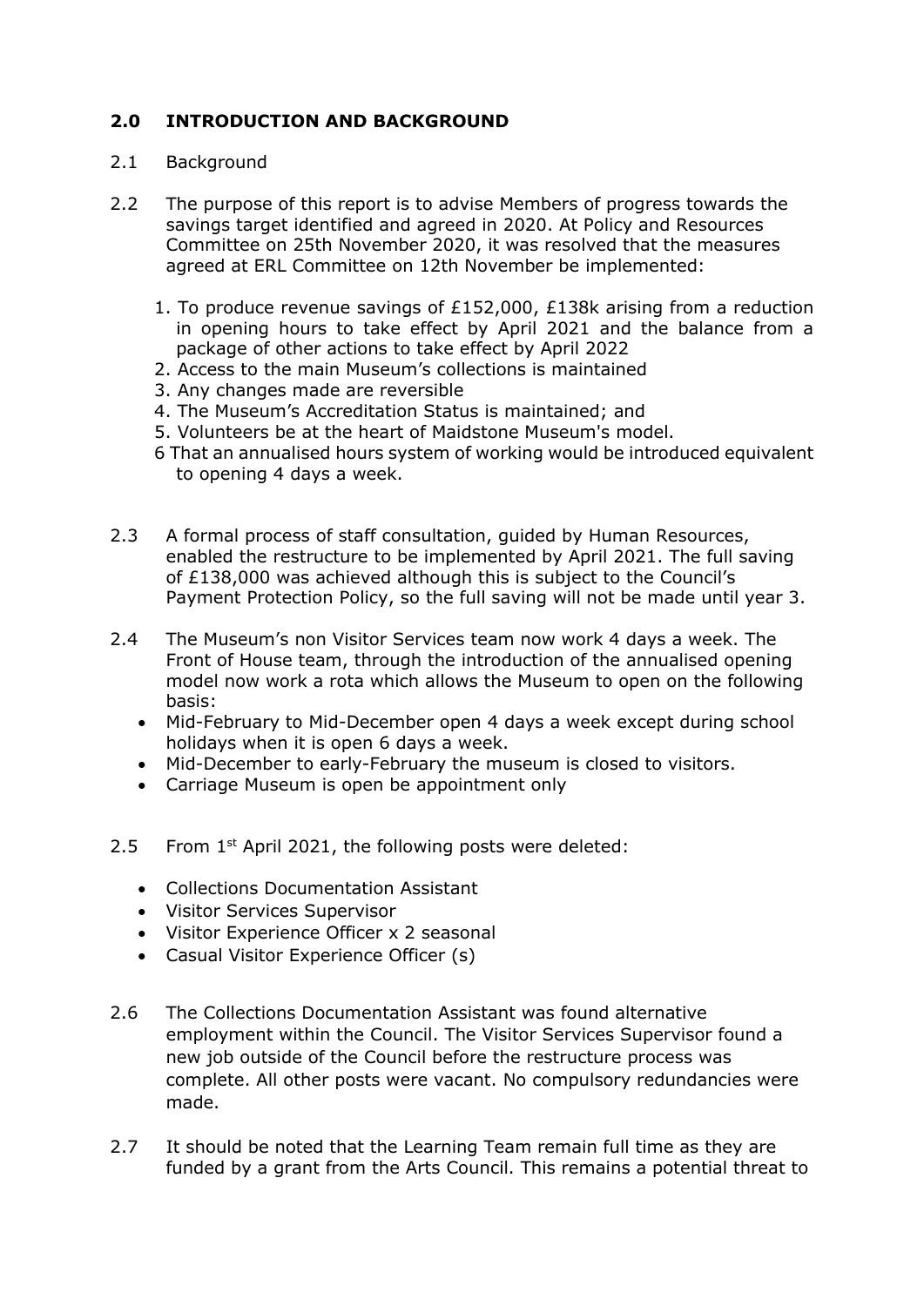## 2.0 INTRODUCTION AND BACKGROUND

2.1 Background

2.2 The purpose of this report is to advise Members of progress towards the savings target identified and agreed in 2020. At Policy and Resources Committee on 25th November 2020, it was resolved that the measures agreed at ERL Committee on 12th November be implemented:

1. To produce revenue savings of £152,000, £138k arising from a reduction in opening hours to take effect by April 2021 and the balance from a package of other actions to take effect by April 2022
2. Access to the main Museum's collections is maintained
3. Any changes made are reversible
4. The Museum's Accreditation Status is maintained; and
5. Volunteers be at the heart of Maidstone Museum's model.
6. That an annualised hours system of working would be introduced equivalent to opening 4 days a week.

2.3 A formal process of staff consultation, guided by Human Resources, enabled the restructure to be implemented by April 2021. The full saving of £138,000 was achieved although this is subject to the Council's Payment Protection Policy, so the full saving will not be made until year 3.

2.4 The Museum's non Visitor Services team now work 4 days a week. The Front of House team, through the introduction of the annualised opening model now work a rota which allows the Museum to open on the following basis:

- Mid-February to Mid-December open 4 days a week except during school holidays when it is open 6 days a week.
- Mid-December to early-February the museum is closed to visitors.
- Carriage Museum is open be appointment only

2.5 From 1st April 2021, the following posts were deleted:

- Collections Documentation Assistant
- Visitor Services Supervisor
- Visitor Experience Officer x 2 seasonal
- Casual Visitor Experience Officer (s)

2.6 The Collections Documentation Assistant was found alternative employment within the Council. The Visitor Services Supervisor found a new job outside of the Council before the restructure process was complete. All other posts were vacant. No compulsory redundancies were made.

2.7 It should be noted that the Learning Team remain full time as they are funded by a grant from the Arts Council. This remains a potential threat to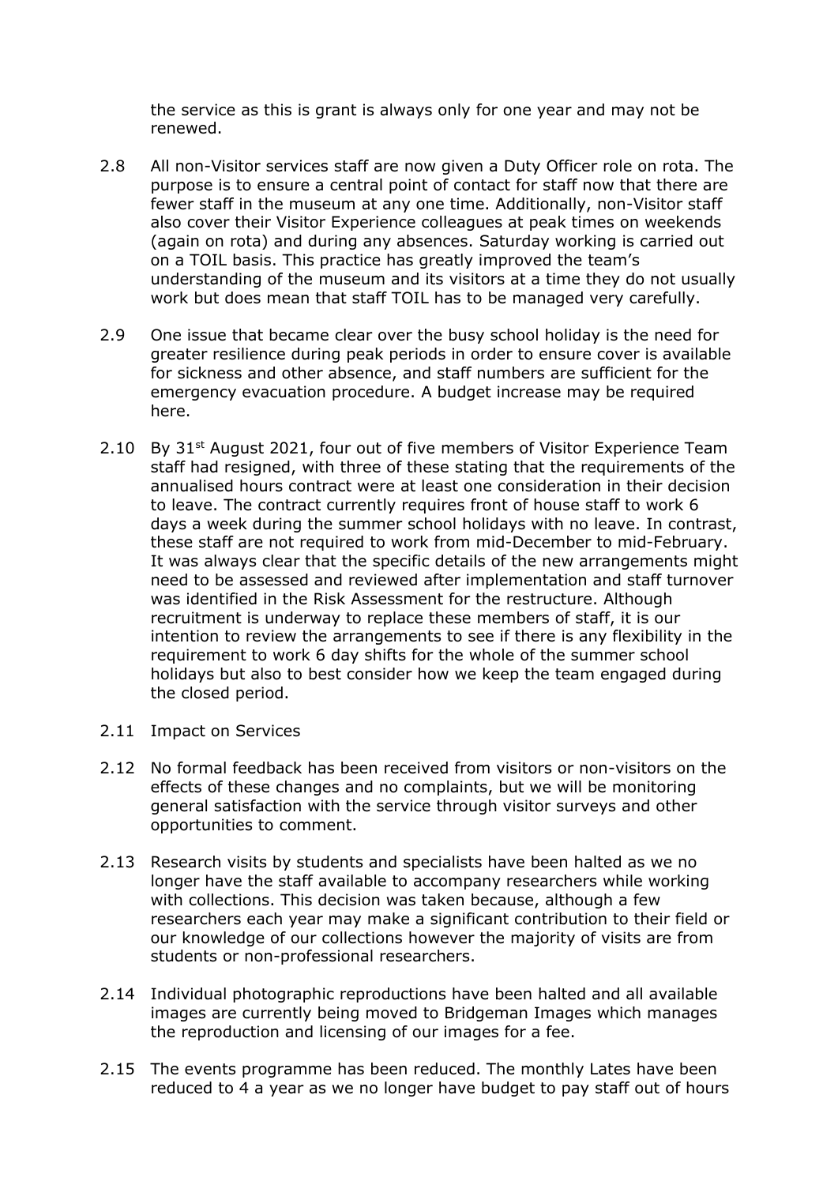the service as this is grant is always only for one year and may not be renewed.

2.8 All non-Visitor services staff are now given a Duty Officer role on rota. The purpose is to ensure a central point of contact for staff now that there are fewer staff in the museum at any one time. Additionally, non-Visitor staff also cover their Visitor Experience colleagues at peak times on weekends (again on rota) and during any absences. Saturday working is carried out on a TOIL basis. This practice has greatly improved the team's understanding of the museum and its visitors at a time they do not usually work but does mean that staff TOIL has to be managed very carefully.

2.9 One issue that became clear over the busy school holiday is the need for greater resilience during peak periods in order to ensure cover is available for sickness and other absence, and staff numbers are sufficient for the emergency evacuation procedure. A budget increase may be required here.

2.10 By 31st August 2021, four out of five members of Visitor Experience Team staff had resigned, with three of these stating that the requirements of the annualised hours contract were at least one consideration in their decision to leave. The contract currently requires front of house staff to work 6 days a week during the summer school holidays with no leave. In contrast, these staff are not required to work from mid-December to mid-February. It was always clear that the specific details of the new arrangements might need to be assessed and reviewed after implementation and staff turnover was identified in the Risk Assessment for the restructure. Although recruitment is underway to replace these members of staff, it is our intention to review the arrangements to see if there is any flexibility in the requirement to work 6 day shifts for the whole of the summer school holidays but also to best consider how we keep the team engaged during the closed period.

2.11 Impact on Services

2.12 No formal feedback has been received from visitors or non-visitors on the effects of these changes and no complaints, but we will be monitoring general satisfaction with the service through visitor surveys and other opportunities to comment.

2.13 Research visits by students and specialists have been halted as we no longer have the staff available to accompany researchers while working with collections. This decision was taken because, although a few researchers each year may make a significant contribution to their field or our knowledge of our collections however the majority of visits are from students or non-professional researchers.

2.14 Individual photographic reproductions have been halted and all available images are currently being moved to Bridgeman Images which manages the reproduction and licensing of our images for a fee.

2.15 The events programme has been reduced. The monthly Lates have been reduced to 4 a year as we no longer have budget to pay staff out of hours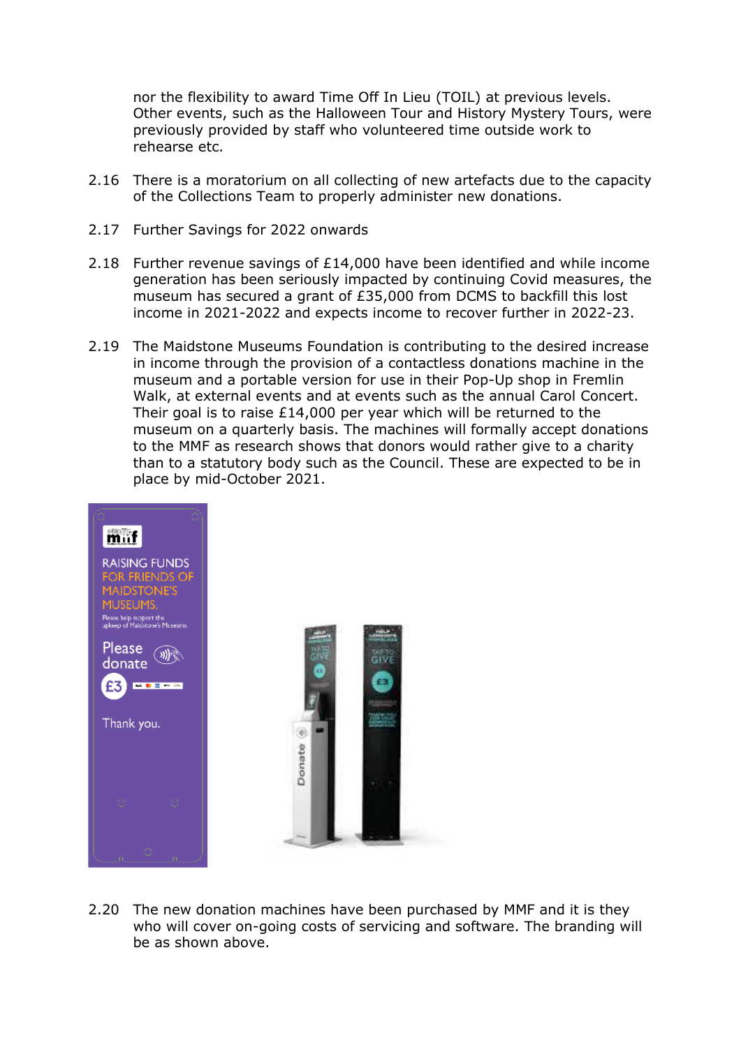nor the flexibility to award Time Off In Lieu (TOIL) at previous levels. Other events, such as the Halloween Tour and History Mystery Tours, were previously provided by staff who volunteered time outside work to rehearse etc.

2.16 There is a moratorium on all collecting of new artefacts due to the capacity of the Collections Team to properly administer new donations.

2.17 Further Savings for 2022 onwards

2.18 Further revenue savings of £14,000 have been identified and while income generation has been seriously impacted by continuing Covid measures, the museum has secured a grant of £35,000 from DCMS to backfill this lost income in 2021-2022 and expects income to recover further in 2022-23.

2.19 The Maidstone Museums Foundation is contributing to the desired increase in income through the provision of a contactless donations machine in the museum and a portable version for use in their Pop-Up shop in Fremlin Walk, at external events and at events such as the annual Carol Concert. Their goal is to raise £14,000 per year which will be returned to the museum on a quarterly basis. The machines will formally accept donations to the MMF as research shows that donors would rather give to a charity than to a statutory body such as the Council. These are expected to be in place by mid-October 2021.

2.20 The new donation machines have been purchased by MMF and it is they who will cover on-going costs of servicing and software. The branding will be as shown above.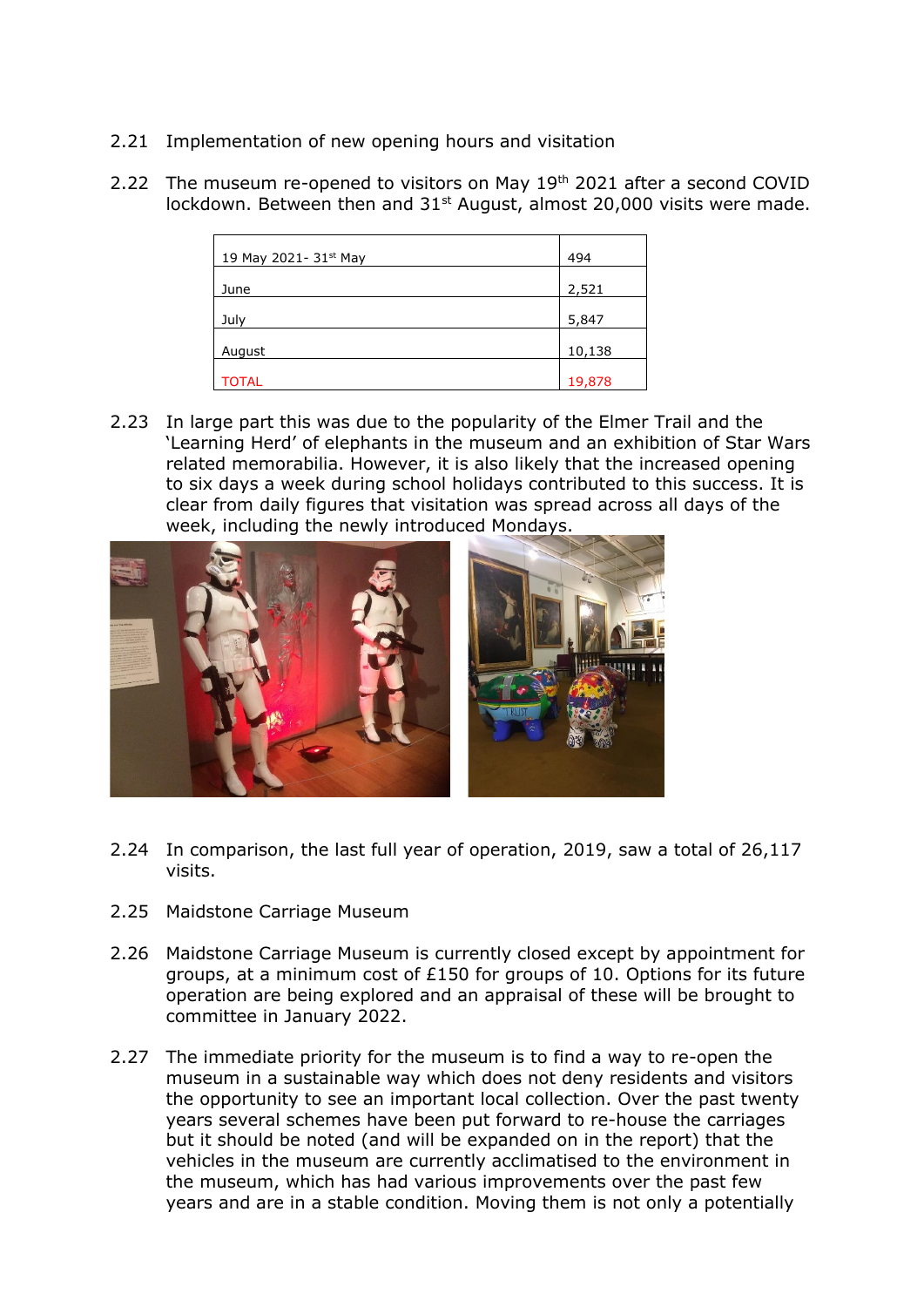2.21 Implementation of new opening hours and visitation

2.22 The museum re-opened to visitors on May 19th 2021 after a second COVID lockdown. Between then and 31st August, almost 20,000 visits were made.

| 19 May 2021- 31st May | 494 |
|---|---|
| June | 2,521 |
| July | 5,847 |
| August | 10,138 |
| TOTAL | 19,878 |

2.23 In large part this was due to the popularity of the Elmer Trail and the 'Learning Herd' of elephants in the museum and an exhibition of Star Wars related memorabilia. However, it is also likely that the increased opening to six days a week during school holidays contributed to this success. It is clear from daily figures that visitation was spread across all days of the week, including the newly introduced Mondays.

2.24 In comparison, the last full year of operation, 2019, saw a total of 26,117 visits.

2.25 Maidstone Carriage Museum

2.26 Maidstone Carriage Museum is currently closed except by appointment for groups, at a minimum cost of £150 for groups of 10. Options for its future operation are being explored and an appraisal of these will be brought to committee in January 2022.

2.27 The immediate priority for the museum is to find a way to re-open the museum in a sustainable way which does not deny residents and visitors the opportunity to see an important local collection. Over the past twenty years several schemes have been put forward to re-house the carriages but it should be noted (and will be expanded on in the report) that the vehicles in the museum are currently acclimatised to the environment in the museum, which has had various improvements over the past few years and are in a stable condition. Moving them is not only a potentially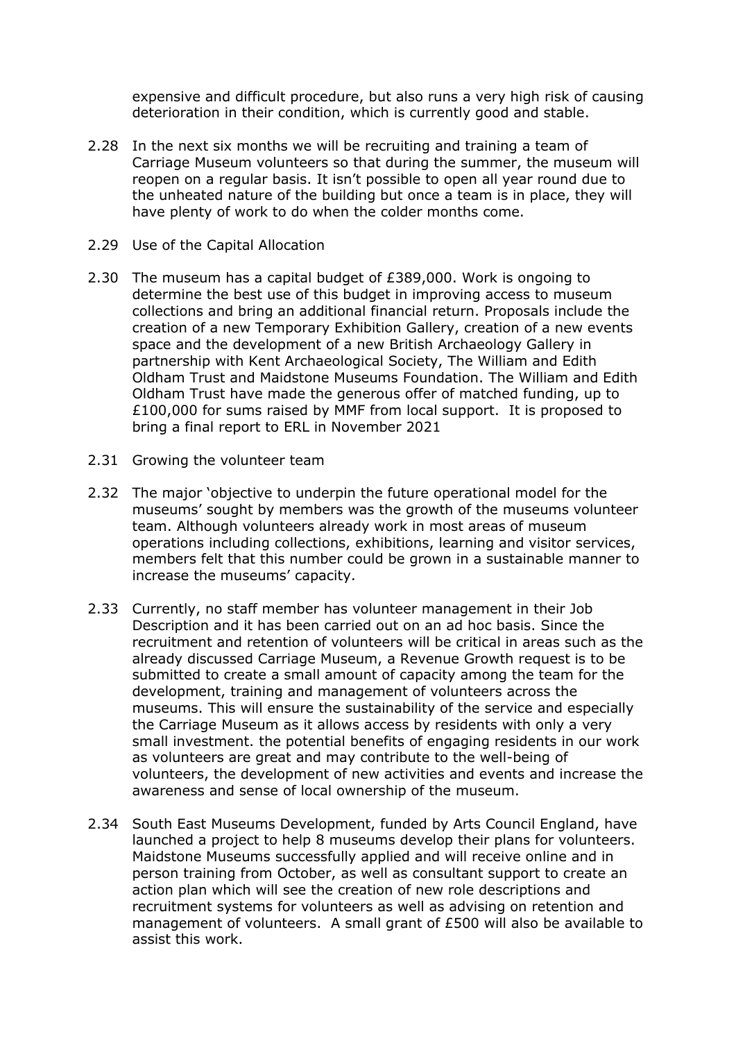expensive and difficult procedure, but also runs a very high risk of causing deterioration in their condition, which is currently good and stable.

2.28 In the next six months we will be recruiting and training a team of Carriage Museum volunteers so that during the summer, the museum will reopen on a regular basis. It isn't possible to open all year round due to the unheated nature of the building but once a team is in place, they will have plenty of work to do when the colder months come.

2.29 Use of the Capital Allocation

2.30 The museum has a capital budget of £389,000. Work is ongoing to determine the best use of this budget in improving access to museum collections and bring an additional financial return. Proposals include the creation of a new Temporary Exhibition Gallery, creation of a new events space and the development of a new British Archaeology Gallery in partnership with Kent Archaeological Society, The William and Edith Oldham Trust and Maidstone Museums Foundation. The William and Edith Oldham Trust have made the generous offer of matched funding, up to £100,000 for sums raised by MMF from local support. It is proposed to bring a final report to ERL in November 2021

2.31 Growing the volunteer team

2.32 The major 'objective to underpin the future operational model for the museums' sought by members was the growth of the museums volunteer team. Although volunteers already work in most areas of museum operations including collections, exhibitions, learning and visitor services, members felt that this number could be grown in a sustainable manner to increase the museums' capacity.

2.33 Currently, no staff member has volunteer management in their Job Description and it has been carried out on an ad hoc basis. Since the recruitment and retention of volunteers will be critical in areas such as the already discussed Carriage Museum, a Revenue Growth request is to be submitted to create a small amount of capacity among the team for the development, training and management of volunteers across the museums. This will ensure the sustainability of the service and especially the Carriage Museum as it allows access by residents with only a very small investment. the potential benefits of engaging residents in our work as volunteers are great and may contribute to the well-being of volunteers, the development of new activities and events and increase the awareness and sense of local ownership of the museum.

2.34 South East Museums Development, funded by Arts Council England, have launched a project to help 8 museums develop their plans for volunteers. Maidstone Museums successfully applied and will receive online and in person training from October, as well as consultant support to create an action plan which will see the creation of new role descriptions and recruitment systems for volunteers as well as advising on retention and management of volunteers. A small grant of £500 will also be available to assist this work.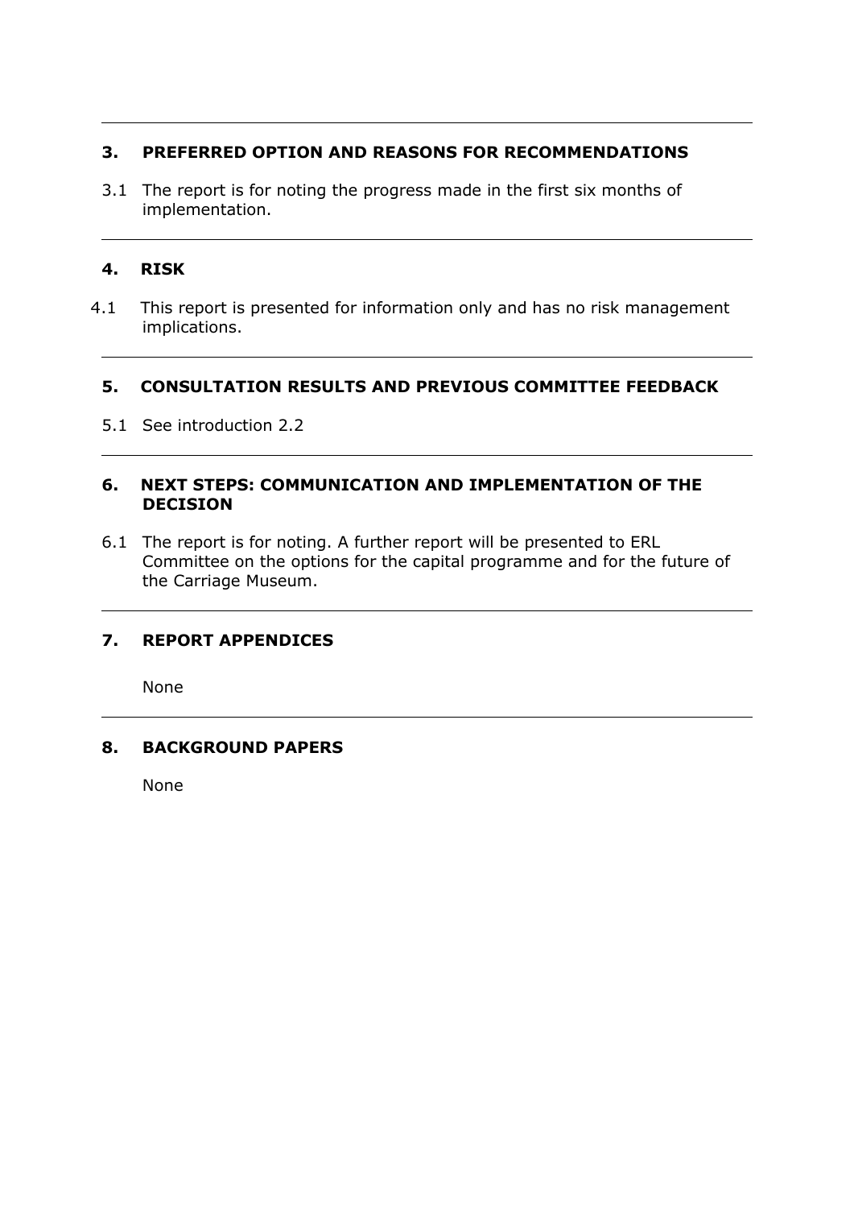## 3. PREFERRED OPTION AND REASONS FOR RECOMMENDATIONS

3.1 The report is for noting the progress made in the first six months of implementation.

---

## 4. RISK

4.1 This report is presented for information only and has no risk management implications.

---

## 5. CONSULTATION RESULTS AND PREVIOUS COMMITTEE FEEDBACK

5.1 See introduction 2.2

---

## 6. NEXT STEPS: COMMUNICATION AND IMPLEMENTATION OF THE DECISION

6.1 The report is for noting. A further report will be presented to ERL Committee on the options for the capital programme and for the future of the Carriage Museum.

---

## 7. REPORT APPENDICES

None

---

## 8. BACKGROUND PAPERS

None